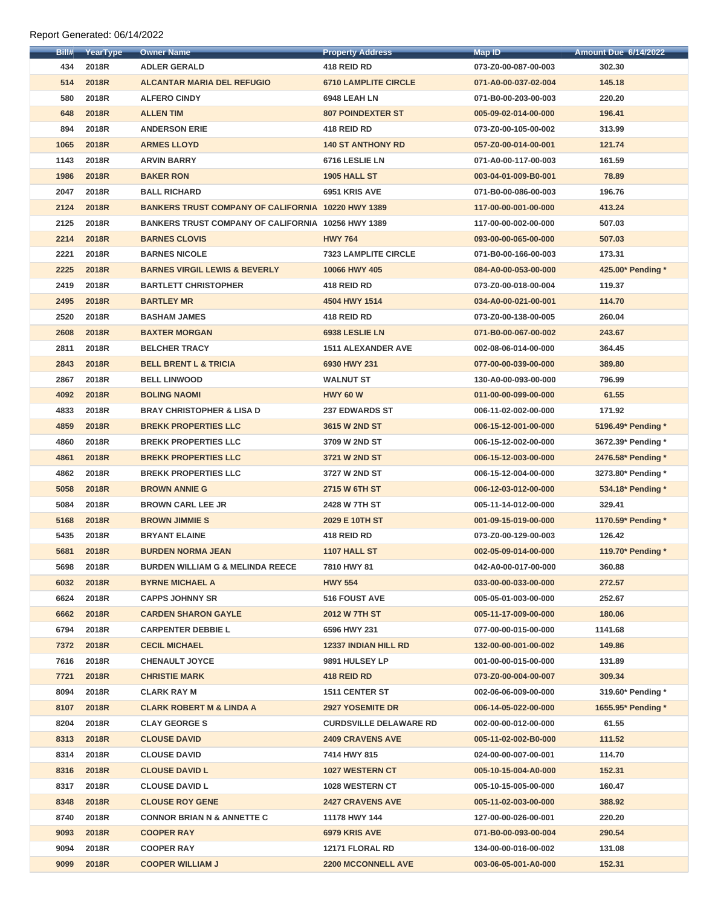Report Generated: 06/14/2022

| Bill# | YearType | Owner Name | Property Address | Map ID | Amount Due 6/14/2022 |
|---|---|---|---|---|---|
| 434 | 2018R | ADLER GERALD | 418 REID RD | 073-Z0-00-087-00-003 | 302.30 |
| 514 | 2018R | ALCANTAR MARIA DEL REFUGIO | 6710 LAMPLITE CIRCLE | 071-A0-00-037-02-004 | 145.18 |
| 580 | 2018R | ALFERO CINDY | 6948 LEAH LN | 071-B0-00-203-00-003 | 220.20 |
| 648 | 2018R | ALLEN TIM | 807 POINDEXTER ST | 005-09-02-014-00-000 | 196.41 |
| 894 | 2018R | ANDERSON ERIE | 418 REID RD | 073-Z0-00-105-00-002 | 313.99 |
| 1065 | 2018R | ARMES LLOYD | 140 ST ANTHONY RD | 057-Z0-00-014-00-001 | 121.74 |
| 1143 | 2018R | ARVIN BARRY | 6716 LESLIE LN | 071-A0-00-117-00-003 | 161.59 |
| 1986 | 2018R | BAKER RON | 1905 HALL ST | 003-04-01-009-B0-001 | 78.89 |
| 2047 | 2018R | BALL RICHARD | 6951 KRIS AVE | 071-B0-00-086-00-003 | 196.76 |
| 2124 | 2018R | BANKERS TRUST COMPANY OF CALIFORNIA | 10220 HWY 1389 | 117-00-00-001-00-000 | 413.24 |
| 2125 | 2018R | BANKERS TRUST COMPANY OF CALIFORNIA | 10256 HWY 1389 | 117-00-00-002-00-000 | 507.03 |
| 2214 | 2018R | BARNES CLOVIS | HWY 764 | 093-00-00-065-00-000 | 507.03 |
| 2221 | 2018R | BARNES NICOLE | 7323 LAMPLITE CIRCLE | 071-B0-00-166-00-003 | 173.31 |
| 2225 | 2018R | BARNES VIRGIL LEWIS & BEVERLY | 10066 HWY 405 | 084-A0-00-053-00-000 | 425.00* Pending * |
| 2419 | 2018R | BARTLETT CHRISTOPHER | 418 REID RD | 073-Z0-00-018-00-004 | 119.37 |
| 2495 | 2018R | BARTLEY MR | 4504 HWY 1514 | 034-A0-00-021-00-001 | 114.70 |
| 2520 | 2018R | BASHAM JAMES | 418 REID RD | 073-Z0-00-138-00-005 | 260.04 |
| 2608 | 2018R | BAXTER MORGAN | 6938 LESLIE LN | 071-B0-00-067-00-002 | 243.67 |
| 2811 | 2018R | BELCHER TRACY | 1511 ALEXANDER AVE | 002-08-06-014-00-000 | 364.45 |
| 2843 | 2018R | BELL BRENT L & TRICIA | 6930 HWY 231 | 077-00-00-039-00-000 | 389.80 |
| 2867 | 2018R | BELL LINWOOD | WALNUT ST | 130-A0-00-093-00-000 | 796.99 |
| 4092 | 2018R | BOLING NAOMI | HWY 60 W | 011-00-00-099-00-000 | 61.55 |
| 4833 | 2018R | BRAY CHRISTOPHER & LISA D | 237 EDWARDS ST | 006-11-02-002-00-000 | 171.92 |
| 4859 | 2018R | BREKK PROPERTIES LLC | 3615 W 2ND ST | 006-15-12-001-00-000 | 5196.49* Pending * |
| 4860 | 2018R | BREKK PROPERTIES LLC | 3709 W 2ND ST | 006-15-12-002-00-000 | 3672.39* Pending * |
| 4861 | 2018R | BREKK PROPERTIES LLC | 3721 W 2ND ST | 006-15-12-003-00-000 | 2476.58* Pending * |
| 4862 | 2018R | BREKK PROPERTIES LLC | 3727 W 2ND ST | 006-15-12-004-00-000 | 3273.80* Pending * |
| 5058 | 2018R | BROWN ANNIE G | 2715 W 6TH ST | 006-12-03-012-00-000 | 534.18* Pending * |
| 5084 | 2018R | BROWN CARL LEE JR | 2428 W 7TH ST | 005-11-14-012-00-000 | 329.41 |
| 5168 | 2018R | BROWN JIMMIE S | 2029 E 10TH ST | 001-09-15-019-00-000 | 1170.59* Pending * |
| 5435 | 2018R | BRYANT ELAINE | 418 REID RD | 073-Z0-00-129-00-003 | 126.42 |
| 5681 | 2018R | BURDEN NORMA JEAN | 1107 HALL ST | 002-05-09-014-00-000 | 119.70* Pending * |
| 5698 | 2018R | BURDEN WILLIAM G & MELINDA REECE | 7810 HWY 81 | 042-A0-00-017-00-000 | 360.88 |
| 6032 | 2018R | BYRNE MICHAEL A | HWY 554 | 033-00-00-033-00-000 | 272.57 |
| 6624 | 2018R | CAPPS JOHNNY SR | 516 FOUST AVE | 005-05-01-003-00-000 | 252.67 |
| 6662 | 2018R | CARDEN SHARON GAYLE | 2012 W 7TH ST | 005-11-17-009-00-000 | 180.06 |
| 6794 | 2018R | CARPENTER DEBBIE L | 6596 HWY 231 | 077-00-00-015-00-000 | 1141.68 |
| 7372 | 2018R | CECIL MICHAEL | 12337 INDIAN HILL RD | 132-00-00-001-00-002 | 149.86 |
| 7616 | 2018R | CHENAULT JOYCE | 9891 HULSEY LP | 001-00-00-015-00-000 | 131.89 |
| 7721 | 2018R | CHRISTIE MARK | 418 REID RD | 073-Z0-00-004-00-007 | 309.34 |
| 8094 | 2018R | CLARK RAY M | 1511 CENTER ST | 002-06-06-009-00-000 | 319.60* Pending * |
| 8107 | 2018R | CLARK ROBERT M & LINDA A | 2927 YOSEMITE DR | 006-14-05-022-00-000 | 1655.95* Pending * |
| 8204 | 2018R | CLAY GEORGE S | CURDSVILLE DELAWARE RD | 002-00-00-012-00-000 | 61.55 |
| 8313 | 2018R | CLOUSE DAVID | 2409 CRAVENS AVE | 005-11-02-002-B0-000 | 111.52 |
| 8314 | 2018R | CLOUSE DAVID | 7414 HWY 815 | 024-00-00-007-00-001 | 114.70 |
| 8316 | 2018R | CLOUSE DAVID L | 1027 WESTERN CT | 005-10-15-004-A0-000 | 152.31 |
| 8317 | 2018R | CLOUSE DAVID L | 1028 WESTERN CT | 005-10-15-005-00-000 | 160.47 |
| 8348 | 2018R | CLOUSE ROY GENE | 2427 CRAVENS AVE | 005-11-02-003-00-000 | 388.92 |
| 8740 | 2018R | CONNOR BRIAN N & ANNETTE C | 11178 HWY 144 | 127-00-00-026-00-001 | 220.20 |
| 9093 | 2018R | COOPER RAY | 6979 KRIS AVE | 071-B0-00-093-00-004 | 290.54 |
| 9094 | 2018R | COOPER RAY | 12171 FLORAL RD | 134-00-00-016-00-002 | 131.08 |
| 9099 | 2018R | COOPER WILLIAM J | 2200 MCCONNELL AVE | 003-06-05-001-A0-000 | 152.31 |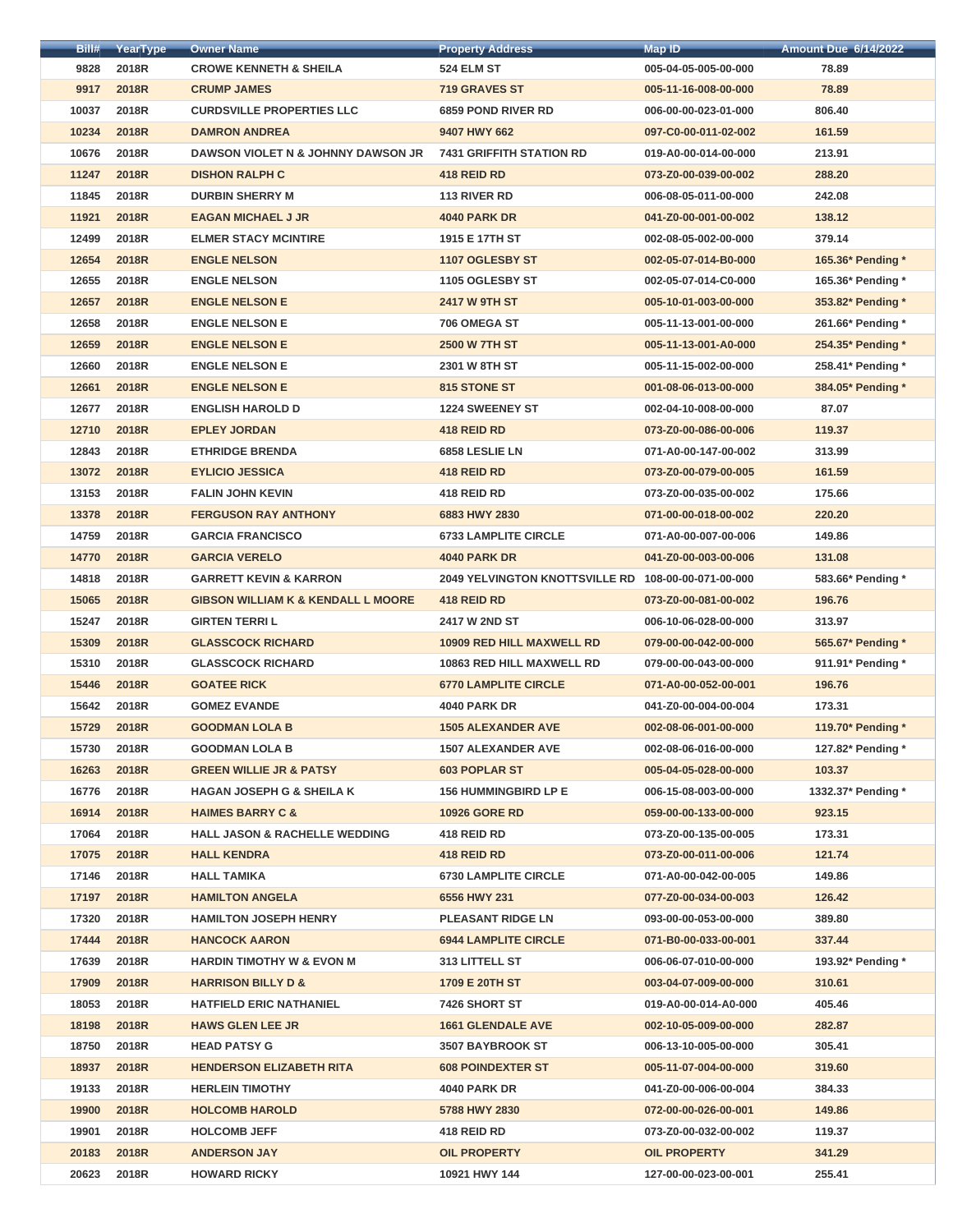| Bill# | YearType | Owner Name | Property Address | Map ID | Amount Due 6/14/2022 |
|---|---|---|---|---|---|
| 9828 | 2018R | CROWE KENNETH & SHEILA | 524 ELM ST | 005-04-05-005-00-000 | 78.89 |
| 9917 | 2018R | CRUMP JAMES | 719 GRAVES ST | 005-11-16-008-00-000 | 78.89 |
| 10037 | 2018R | CURDSVILLE PROPERTIES LLC | 6859 POND RIVER RD | 006-00-00-023-01-000 | 806.40 |
| 10234 | 2018R | DAMRON ANDREA | 9407 HWY 662 | 097-C0-00-011-02-002 | 161.59 |
| 10676 | 2018R | DAWSON VIOLET N & JOHNNY DAWSON JR | 7431 GRIFFITH STATION RD | 019-A0-00-014-00-000 | 213.91 |
| 11247 | 2018R | DISHON RALPH C | 418 REID RD | 073-Z0-00-039-00-002 | 288.20 |
| 11845 | 2018R | DURBIN SHERRY M | 113 RIVER RD | 006-08-05-011-00-000 | 242.08 |
| 11921 | 2018R | EAGAN MICHAEL J JR | 4040 PARK DR | 041-Z0-00-001-00-002 | 138.12 |
| 12499 | 2018R | ELMER STACY MCINTIRE | 1915 E 17TH ST | 002-08-05-002-00-000 | 379.14 |
| 12654 | 2018R | ENGLE NELSON | 1107 OGLESBY ST | 002-05-07-014-B0-000 | 165.36* Pending * |
| 12655 | 2018R | ENGLE NELSON | 1105 OGLESBY ST | 002-05-07-014-C0-000 | 165.36* Pending * |
| 12657 | 2018R | ENGLE NELSON E | 2417 W 9TH ST | 005-10-01-003-00-000 | 353.82* Pending * |
| 12658 | 2018R | ENGLE NELSON E | 706 OMEGA ST | 005-11-13-001-00-000 | 261.66* Pending * |
| 12659 | 2018R | ENGLE NELSON E | 2500 W 7TH ST | 005-11-13-001-A0-000 | 254.35* Pending * |
| 12660 | 2018R | ENGLE NELSON E | 2301 W 8TH ST | 005-11-15-002-00-000 | 258.41* Pending * |
| 12661 | 2018R | ENGLE NELSON E | 815 STONE ST | 001-08-06-013-00-000 | 384.05* Pending * |
| 12677 | 2018R | ENGLISH HAROLD D | 1224 SWEENEY ST | 002-04-10-008-00-000 | 87.07 |
| 12710 | 2018R | EPLEY JORDAN | 418 REID RD | 073-Z0-00-086-00-006 | 119.37 |
| 12843 | 2018R | ETHRIDGE BRENDA | 6858 LESLIE LN | 071-A0-00-147-00-002 | 313.99 |
| 13072 | 2018R | EYLICIO JESSICA | 418 REID RD | 073-Z0-00-079-00-005 | 161.59 |
| 13153 | 2018R | FALIN JOHN KEVIN | 418 REID RD | 073-Z0-00-035-00-002 | 175.66 |
| 13378 | 2018R | FERGUSON RAY ANTHONY | 6883 HWY 2830 | 071-00-00-018-00-002 | 220.20 |
| 14759 | 2018R | GARCIA FRANCISCO | 6733 LAMPLITE CIRCLE | 071-A0-00-007-00-006 | 149.86 |
| 14770 | 2018R | GARCIA VERELO | 4040 PARK DR | 041-Z0-00-003-00-006 | 131.08 |
| 14818 | 2018R | GARRETT KEVIN & KARRON | 2049 YELVINGTON KNOTTSVILLE RD | 108-00-00-071-00-000 | 583.66* Pending * |
| 15065 | 2018R | GIBSON WILLIAM K & KENDALL L MOORE | 418 REID RD | 073-Z0-00-081-00-002 | 196.76 |
| 15247 | 2018R | GIRTEN TERRI L | 2417 W 2ND ST | 006-10-06-028-00-000 | 313.97 |
| 15309 | 2018R | GLASSCOCK RICHARD | 10909 RED HILL MAXWELL RD | 079-00-00-042-00-000 | 565.67* Pending * |
| 15310 | 2018R | GLASSCOCK RICHARD | 10863 RED HILL MAXWELL RD | 079-00-00-043-00-000 | 911.91* Pending * |
| 15446 | 2018R | GOATEE RICK | 6770 LAMPLITE CIRCLE | 071-A0-00-052-00-001 | 196.76 |
| 15642 | 2018R | GOMEZ EVANDE | 4040 PARK DR | 041-Z0-00-004-00-004 | 173.31 |
| 15729 | 2018R | GOODMAN LOLA B | 1505 ALEXANDER AVE | 002-08-06-001-00-000 | 119.70* Pending * |
| 15730 | 2018R | GOODMAN LOLA B | 1507 ALEXANDER AVE | 002-08-06-016-00-000 | 127.82* Pending * |
| 16263 | 2018R | GREEN WILLIE JR & PATSY | 603 POPLAR ST | 005-04-05-028-00-000 | 103.37 |
| 16776 | 2018R | HAGAN JOSEPH G & SHEILA K | 156 HUMMINGBIRD LP E | 006-15-08-003-00-000 | 1332.37* Pending * |
| 16914 | 2018R | HAIMES BARRY C & | 10926 GORE RD | 059-00-00-133-00-000 | 923.15 |
| 17064 | 2018R | HALL JASON & RACHELLE WEDDING | 418 REID RD | 073-Z0-00-135-00-005 | 173.31 |
| 17075 | 2018R | HALL KENDRA | 418 REID RD | 073-Z0-00-011-00-006 | 121.74 |
| 17146 | 2018R | HALL TAMIKA | 6730 LAMPLITE CIRCLE | 071-A0-00-042-00-005 | 149.86 |
| 17197 | 2018R | HAMILTON ANGELA | 6556 HWY 231 | 077-Z0-00-034-00-003 | 126.42 |
| 17320 | 2018R | HAMILTON JOSEPH HENRY | PLEASANT RIDGE LN | 093-00-00-053-00-000 | 389.80 |
| 17444 | 2018R | HANCOCK AARON | 6944 LAMPLITE CIRCLE | 071-B0-00-033-00-001 | 337.44 |
| 17639 | 2018R | HARDIN TIMOTHY W & EVON M | 313 LITTELL ST | 006-06-07-010-00-000 | 193.92* Pending * |
| 17909 | 2018R | HARRISON BILLY D & | 1709 E 20TH ST | 003-04-07-009-00-000 | 310.61 |
| 18053 | 2018R | HATFIELD ERIC NATHANIEL | 7426 SHORT ST | 019-A0-00-014-A0-000 | 405.46 |
| 18198 | 2018R | HAWS GLEN LEE JR | 1661 GLENDALE AVE | 002-10-05-009-00-000 | 282.87 |
| 18750 | 2018R | HEAD PATSY G | 3507 BAYBROOK ST | 006-13-10-005-00-000 | 305.41 |
| 18937 | 2018R | HENDERSON ELIZABETH RITA | 608 POINDEXTER ST | 005-11-07-004-00-000 | 319.60 |
| 19133 | 2018R | HERLEIN TIMOTHY | 4040 PARK DR | 041-Z0-00-006-00-004 | 384.33 |
| 19900 | 2018R | HOLCOMB HAROLD | 5788 HWY 2830 | 072-00-00-026-00-001 | 149.86 |
| 19901 | 2018R | HOLCOMB JEFF | 418 REID RD | 073-Z0-00-032-00-002 | 119.37 |
| 20183 | 2018R | ANDERSON JAY | OIL PROPERTY | OIL PROPERTY | 341.29 |
| 20623 | 2018R | HOWARD RICKY | 10921 HWY 144 | 127-00-00-023-00-001 | 255.41 |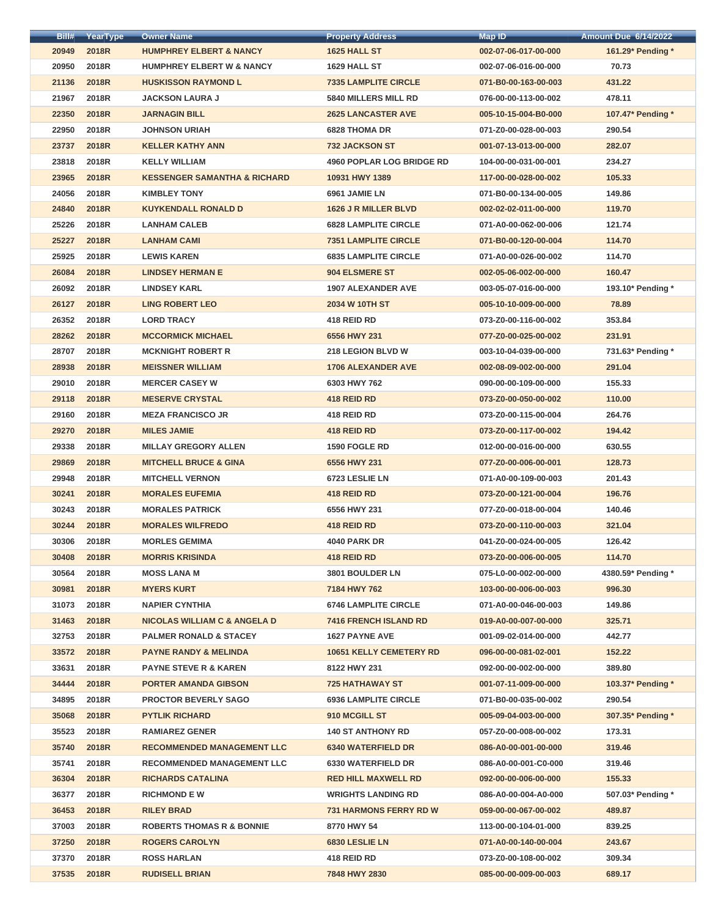| Bill# | YearType | Owner Name | Property Address | Map ID | Amount Due 6/14/2022 |
|---|---|---|---|---|---|
| 20949 | 2018R | HUMPHREY ELBERT & NANCY | 1625 HALL ST | 002-07-06-017-00-000 | 161.29* Pending * |
| 20950 | 2018R | HUMPHREY ELBERT W & NANCY | 1629 HALL ST | 002-07-06-016-00-000 | 70.73 |
| 21136 | 2018R | HUSKISSON RAYMOND L | 7335 LAMPLITE CIRCLE | 071-B0-00-163-00-003 | 431.22 |
| 21967 | 2018R | JACKSON LAURA J | 5840 MILLERS MILL RD | 076-00-00-113-00-002 | 478.11 |
| 22350 | 2018R | JARNAGIN BILL | 2625 LANCASTER AVE | 005-10-15-004-B0-000 | 107.47* Pending * |
| 22950 | 2018R | JOHNSON URIAH | 6828 THOMA DR | 071-Z0-00-028-00-003 | 290.54 |
| 23737 | 2018R | KELLER KATHY ANN | 732 JACKSON ST | 001-07-13-013-00-000 | 282.07 |
| 23818 | 2018R | KELLY WILLIAM | 4960 POPLAR LOG BRIDGE RD | 104-00-00-031-00-001 | 234.27 |
| 23965 | 2018R | KESSENGER SAMANTHA & RICHARD | 10931 HWY 1389 | 117-00-00-028-00-002 | 105.33 |
| 24056 | 2018R | KIMBLEY TONY | 6961 JAMIE LN | 071-B0-00-134-00-005 | 149.86 |
| 24840 | 2018R | KUYKENDALL RONALD D | 1626 J R MILLER BLVD | 002-02-02-011-00-000 | 119.70 |
| 25226 | 2018R | LANHAM CALEB | 6828 LAMPLITE CIRCLE | 071-A0-00-062-00-006 | 121.74 |
| 25227 | 2018R | LANHAM CAMI | 7351 LAMPLITE CIRCLE | 071-B0-00-120-00-004 | 114.70 |
| 25925 | 2018R | LEWIS KAREN | 6835 LAMPLITE CIRCLE | 071-A0-00-026-00-002 | 114.70 |
| 26084 | 2018R | LINDSEY HERMAN E | 904 ELSMERE ST | 002-05-06-002-00-000 | 160.47 |
| 26092 | 2018R | LINDSEY KARL | 1907 ALEXANDER AVE | 003-05-07-016-00-000 | 193.10* Pending * |
| 26127 | 2018R | LING ROBERT LEO | 2034 W 10TH ST | 005-10-10-009-00-000 | 78.89 |
| 26352 | 2018R | LORD TRACY | 418 REID RD | 073-Z0-00-116-00-002 | 353.84 |
| 28262 | 2018R | MCCORMICK MICHAEL | 6556 HWY 231 | 077-Z0-00-025-00-002 | 231.91 |
| 28707 | 2018R | MCKNIGHT ROBERT R | 218 LEGION BLVD W | 003-10-04-039-00-000 | 731.63* Pending * |
| 28938 | 2018R | MEISSNER WILLIAM | 1706 ALEXANDER AVE | 002-08-09-002-00-000 | 291.04 |
| 29010 | 2018R | MERCER CASEY W | 6303 HWY 762 | 090-00-00-109-00-000 | 155.33 |
| 29118 | 2018R | MESERVE CRYSTAL | 418 REID RD | 073-Z0-00-050-00-002 | 110.00 |
| 29160 | 2018R | MEZA FRANCISCO JR | 418 REID RD | 073-Z0-00-115-00-004 | 264.76 |
| 29270 | 2018R | MILES JAMIE | 418 REID RD | 073-Z0-00-117-00-002 | 194.42 |
| 29338 | 2018R | MILLAY GREGORY ALLEN | 1590 FOGLE RD | 012-00-00-016-00-000 | 630.55 |
| 29869 | 2018R | MITCHELL BRUCE & GINA | 6556 HWY 231 | 077-Z0-00-006-00-001 | 128.73 |
| 29948 | 2018R | MITCHELL VERNON | 6723 LESLIE LN | 071-A0-00-109-00-003 | 201.43 |
| 30241 | 2018R | MORALES EUFEMIA | 418 REID RD | 073-Z0-00-121-00-004 | 196.76 |
| 30243 | 2018R | MORALES PATRICK | 6556 HWY 231 | 077-Z0-00-018-00-004 | 140.46 |
| 30244 | 2018R | MORALES WILFREDO | 418 REID RD | 073-Z0-00-110-00-003 | 321.04 |
| 30306 | 2018R | MORLES GEMIMA | 4040 PARK DR | 041-Z0-00-024-00-005 | 126.42 |
| 30408 | 2018R | MORRIS KRISINDA | 418 REID RD | 073-Z0-00-006-00-005 | 114.70 |
| 30564 | 2018R | MOSS LANA M | 3801 BOULDER LN | 075-L0-00-002-00-000 | 4380.59* Pending * |
| 30981 | 2018R | MYERS KURT | 7184 HWY 762 | 103-00-00-006-00-003 | 996.30 |
| 31073 | 2018R | NAPIER CYNTHIA | 6746 LAMPLITE CIRCLE | 071-A0-00-046-00-003 | 149.86 |
| 31463 | 2018R | NICOLAS WILLIAM C & ANGELA D | 7416 FRENCH ISLAND RD | 019-A0-00-007-00-000 | 325.71 |
| 32753 | 2018R | PALMER RONALD & STACEY | 1627 PAYNE AVE | 001-09-02-014-00-000 | 442.77 |
| 33572 | 2018R | PAYNE RANDY & MELINDA | 10651 KELLY CEMETERY RD | 096-00-00-081-02-001 | 152.22 |
| 33631 | 2018R | PAYNE STEVE R & KAREN | 8122 HWY 231 | 092-00-00-002-00-000 | 389.80 |
| 34444 | 2018R | PORTER AMANDA GIBSON | 725 HATHAWAY ST | 001-07-11-009-00-000 | 103.37* Pending * |
| 34895 | 2018R | PROCTOR BEVERLY SAGO | 6936 LAMPLITE CIRCLE | 071-B0-00-035-00-002 | 290.54 |
| 35068 | 2018R | PYTLIK RICHARD | 910 MCGILL ST | 005-09-04-003-00-000 | 307.35* Pending * |
| 35523 | 2018R | RAMIAREZ GENER | 140 ST ANTHONY RD | 057-Z0-00-008-00-002 | 173.31 |
| 35740 | 2018R | RECOMMENDED MANAGEMENT LLC | 6340 WATERFIELD DR | 086-A0-00-001-00-000 | 319.46 |
| 35741 | 2018R | RECOMMENDED MANAGEMENT LLC | 6330 WATERFIELD DR | 086-A0-00-001-C0-000 | 319.46 |
| 36304 | 2018R | RICHARDS CATALINA | RED HILL MAXWELL RD | 092-00-00-006-00-000 | 155.33 |
| 36377 | 2018R | RICHMOND E W | WRIGHTS LANDING RD | 086-A0-00-004-A0-000 | 507.03* Pending * |
| 36453 | 2018R | RILEY BRAD | 731 HARMONS FERRY RD W | 059-00-00-067-00-002 | 489.87 |
| 37003 | 2018R | ROBERTS THOMAS R & BONNIE | 8770 HWY 54 | 113-00-00-104-01-000 | 839.25 |
| 37250 | 2018R | ROGERS CAROLYN | 6830 LESLIE LN | 071-A0-00-140-00-004 | 243.67 |
| 37370 | 2018R | ROSS HARLAN | 418 REID RD | 073-Z0-00-108-00-002 | 309.34 |
| 37535 | 2018R | RUDISELL BRIAN | 7848 HWY 2830 | 085-00-00-009-00-003 | 689.17 |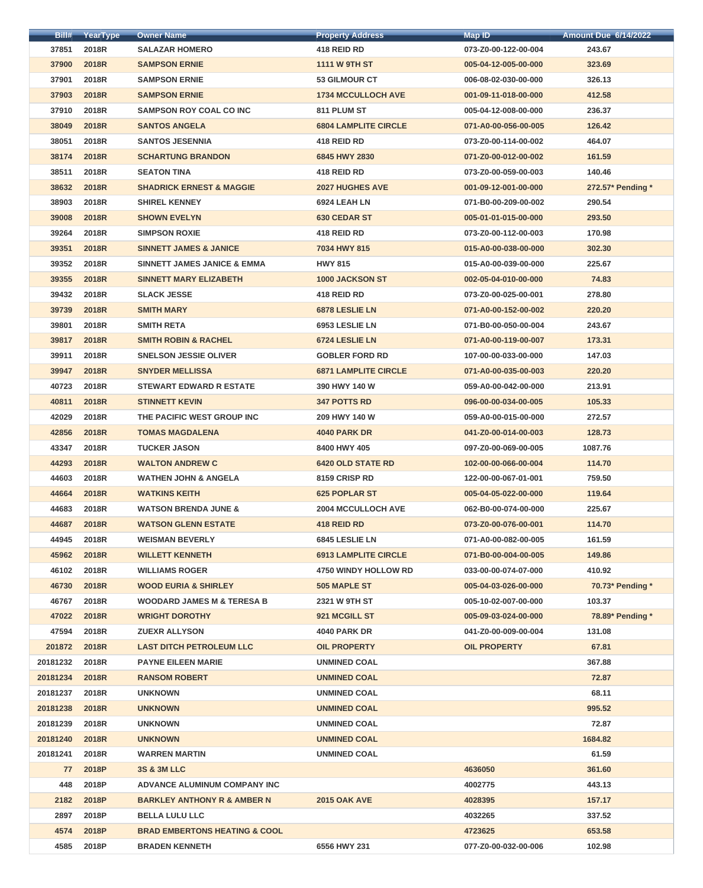| Bill# | YearType | Owner Name | Property Address | Map ID | Amount Due 6/14/2022 |
|---|---|---|---|---|---|
| 37851 | 2018R | SALAZAR HOMERO | 418 REID RD | 073-Z0-00-122-00-004 | 243.67 |
| 37900 | 2018R | SAMPSON ERNIE | 1111 W 9TH ST | 005-04-12-005-00-000 | 323.69 |
| 37901 | 2018R | SAMPSON ERNIE | 53 GILMOUR CT | 006-08-02-030-00-000 | 326.13 |
| 37903 | 2018R | SAMPSON ERNIE | 1734 MCCULLOCH AVE | 001-09-11-018-00-000 | 412.58 |
| 37910 | 2018R | SAMPSON ROY COAL CO INC | 811 PLUM ST | 005-04-12-008-00-000 | 236.37 |
| 38049 | 2018R | SANTOS ANGELA | 6804 LAMPLITE CIRCLE | 071-A0-00-056-00-005 | 126.42 |
| 38051 | 2018R | SANTOS JESENNIA | 418 REID RD | 073-Z0-00-114-00-002 | 464.07 |
| 38174 | 2018R | SCHARTUNG BRANDON | 6845 HWY 2830 | 071-Z0-00-012-00-002 | 161.59 |
| 38511 | 2018R | SEATON TINA | 418 REID RD | 073-Z0-00-059-00-003 | 140.46 |
| 38632 | 2018R | SHADRICK ERNEST & MAGGIE | 2027 HUGHES AVE | 001-09-12-001-00-000 | 272.57* Pending * |
| 38903 | 2018R | SHIREL KENNEY | 6924 LEAH LN | 071-B0-00-209-00-002 | 290.54 |
| 39008 | 2018R | SHOWN EVELYN | 630 CEDAR ST | 005-01-01-015-00-000 | 293.50 |
| 39264 | 2018R | SIMPSON ROXIE | 418 REID RD | 073-Z0-00-112-00-003 | 170.98 |
| 39351 | 2018R | SINNETT JAMES & JANICE | 7034 HWY 815 | 015-A0-00-038-00-000 | 302.30 |
| 39352 | 2018R | SINNETT JAMES JANICE & EMMA | HWY 815 | 015-A0-00-039-00-000 | 225.67 |
| 39355 | 2018R | SINNETT MARY ELIZABETH | 1000 JACKSON ST | 002-05-04-010-00-000 | 74.83 |
| 39432 | 2018R | SLACK JESSE | 418 REID RD | 073-Z0-00-025-00-001 | 278.80 |
| 39739 | 2018R | SMITH MARY | 6878 LESLIE LN | 071-A0-00-152-00-002 | 220.20 |
| 39801 | 2018R | SMITH RETA | 6953 LESLIE LN | 071-B0-00-050-00-004 | 243.67 |
| 39817 | 2018R | SMITH ROBIN & RACHEL | 6724 LESLIE LN | 071-A0-00-119-00-007 | 173.31 |
| 39911 | 2018R | SNELSON JESSIE OLIVER | GOBLER FORD RD | 107-00-00-033-00-000 | 147.03 |
| 39947 | 2018R | SNYDER MELLISSA | 6871 LAMPLITE CIRCLE | 071-A0-00-035-00-003 | 220.20 |
| 40723 | 2018R | STEWART EDWARD R ESTATE | 390 HWY 140 W | 059-A0-00-042-00-000 | 213.91 |
| 40811 | 2018R | STINNETT KEVIN | 347 POTTS RD | 096-00-00-034-00-005 | 105.33 |
| 42029 | 2018R | THE PACIFIC WEST GROUP INC | 209 HWY 140 W | 059-A0-00-015-00-000 | 272.57 |
| 42856 | 2018R | TOMAS MAGDALENA | 4040 PARK DR | 041-Z0-00-014-00-003 | 128.73 |
| 43347 | 2018R | TUCKER JASON | 8400 HWY 405 | 097-Z0-00-069-00-005 | 1087.76 |
| 44293 | 2018R | WALTON ANDREW C | 6420 OLD STATE RD | 102-00-00-066-00-004 | 114.70 |
| 44603 | 2018R | WATHEN JOHN & ANGELA | 8159 CRISP RD | 122-00-00-067-01-001 | 759.50 |
| 44664 | 2018R | WATKINS KEITH | 625 POPLAR ST | 005-04-05-022-00-000 | 119.64 |
| 44683 | 2018R | WATSON BRENDA JUNE & | 2004 MCCULLOCH AVE | 062-B0-00-074-00-000 | 225.67 |
| 44687 | 2018R | WATSON GLENN ESTATE | 418 REID RD | 073-Z0-00-076-00-001 | 114.70 |
| 44945 | 2018R | WEISMAN BEVERLY | 6845 LESLIE LN | 071-A0-00-082-00-005 | 161.59 |
| 45962 | 2018R | WILLETT KENNETH | 6913 LAMPLITE CIRCLE | 071-B0-00-004-00-005 | 149.86 |
| 46102 | 2018R | WILLIAMS ROGER | 4750 WINDY HOLLOW RD | 033-00-00-074-07-000 | 410.92 |
| 46730 | 2018R | WOOD EURIA & SHIRLEY | 505 MAPLE ST | 005-04-03-026-00-000 | 70.73* Pending * |
| 46767 | 2018R | WOODARD JAMES M & TERESA B | 2321 W 9TH ST | 005-10-02-007-00-000 | 103.37 |
| 47022 | 2018R | WRIGHT DOROTHY | 921 MCGILL ST | 005-09-03-024-00-000 | 78.89* Pending * |
| 47594 | 2018R | ZUEXR ALLYSON | 4040 PARK DR | 041-Z0-00-009-00-004 | 131.08 |
| 201872 | 2018R | LAST DITCH PETROLEUM LLC | OIL PROPERTY | OIL PROPERTY | 67.81 |
| 20181232 | 2018R | PAYNE EILEEN MARIE | UNMINED COAL | | 367.88 |
| 20181234 | 2018R | RANSOM ROBERT | UNMINED COAL | | 72.87 |
| 20181237 | 2018R | UNKNOWN | UNMINED COAL | | 68.11 |
| 20181238 | 2018R | UNKNOWN | UNMINED COAL | | 995.52 |
| 20181239 | 2018R | UNKNOWN | UNMINED COAL | | 72.87 |
| 20181240 | 2018R | UNKNOWN | UNMINED COAL | | 1684.82 |
| 20181241 | 2018R | WARREN MARTIN | UNMINED COAL | | 61.59 |
| 77 | 2018P | 3S & 3M LLC | | 4636050 | 361.60 |
| 448 | 2018P | ADVANCE ALUMINUM COMPANY INC | | 4002775 | 443.13 |
| 2182 | 2018P | BARKLEY ANTHONY R & AMBER N | 2015 OAK AVE | 4028395 | 157.17 |
| 2897 | 2018P | BELLA LULU LLC | | 4032265 | 337.52 |
| 4574 | 2018P | BRAD EMBERTONS HEATING & COOL | | 4723625 | 653.58 |
| 4585 | 2018P | BRADEN KENNETH | 6556 HWY 231 | 077-Z0-00-032-00-006 | 102.98 |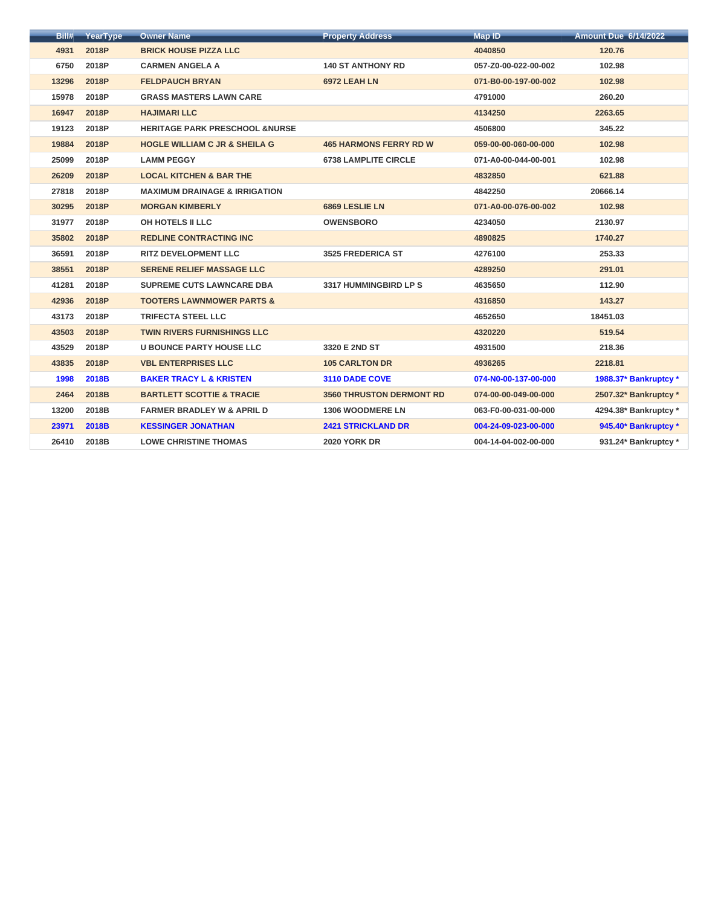| Bill# | YearType | Owner Name | Property Address | Map ID | Amount Due 6/14/2022 |
|---|---|---|---|---|---|
| 4931 | 2018P | BRICK HOUSE PIZZA LLC | | 4040850 | 120.76 |
| 6750 | 2018P | CARMEN ANGELA A | 140 ST ANTHONY RD | 057-Z0-00-022-00-002 | 102.98 |
| 13296 | 2018P | FELDPAUCH BRYAN | 6972 LEAH LN | 071-B0-00-197-00-002 | 102.98 |
| 15978 | 2018P | GRASS MASTERS LAWN CARE | | 4791000 | 260.20 |
| 16947 | 2018P | HAJIMARI LLC | | 4134250 | 2263.65 |
| 19123 | 2018P | HERITAGE PARK PRESCHOOL &NURSE | | 4506800 | 345.22 |
| 19884 | 2018P | HOGLE WILLIAM C JR & SHEILA G | 465 HARMONS FERRY RD W | 059-00-00-060-00-000 | 102.98 |
| 25099 | 2018P | LAMM PEGGY | 6738 LAMPLITE CIRCLE | 071-A0-00-044-00-001 | 102.98 |
| 26209 | 2018P | LOCAL KITCHEN & BAR THE | | 4832850 | 621.88 |
| 27818 | 2018P | MAXIMUM DRAINAGE & IRRIGATION | | 4842250 | 20666.14 |
| 30295 | 2018P | MORGAN KIMBERLY | 6869 LESLIE LN | 071-A0-00-076-00-002 | 102.98 |
| 31977 | 2018P | OH HOTELS II LLC | OWENSBORO | 4234050 | 2130.97 |
| 35802 | 2018P | REDLINE CONTRACTING INC | | 4890825 | 1740.27 |
| 36591 | 2018P | RITZ DEVELOPMENT LLC | 3525 FREDERICA ST | 4276100 | 253.33 |
| 38551 | 2018P | SERENE RELIEF MASSAGE LLC | | 4289250 | 291.01 |
| 41281 | 2018P | SUPREME CUTS LAWNCARE DBA | 3317 HUMMINGBIRD LP S | 4635650 | 112.90 |
| 42936 | 2018P | TOOTERS LAWNMOWER PARTS & | | 4316850 | 143.27 |
| 43173 | 2018P | TRIFECTA STEEL LLC | | 4652650 | 18451.03 |
| 43503 | 2018P | TWIN RIVERS FURNISHINGS LLC | | 4320220 | 519.54 |
| 43529 | 2018P | U BOUNCE PARTY HOUSE LLC | 3320 E 2ND ST | 4931500 | 218.36 |
| 43835 | 2018P | VBL ENTERPRISES LLC | 105 CARLTON DR | 4936265 | 2218.81 |
| 1998 | 2018B | BAKER TRACY L & KRISTEN | 3110 DADE COVE | 074-N0-00-137-00-000 | 1988.37* Bankruptcy * |
| 2464 | 2018B | BARTLETT SCOTTIE & TRACIE | 3560 THRUSTON DERMONT RD | 074-00-00-049-00-000 | 2507.32* Bankruptcy * |
| 13200 | 2018B | FARMER BRADLEY W & APRIL D | 1306 WOODMERE LN | 063-F0-00-031-00-000 | 4294.38* Bankruptcy * |
| 23971 | 2018B | KESSINGER JONATHAN | 2421 STRICKLAND DR | 004-24-09-023-00-000 | 945.40* Bankruptcy * |
| 26410 | 2018B | LOWE CHRISTINE THOMAS | 2020 YORK DR | 004-14-04-002-00-000 | 931.24* Bankruptcy * |